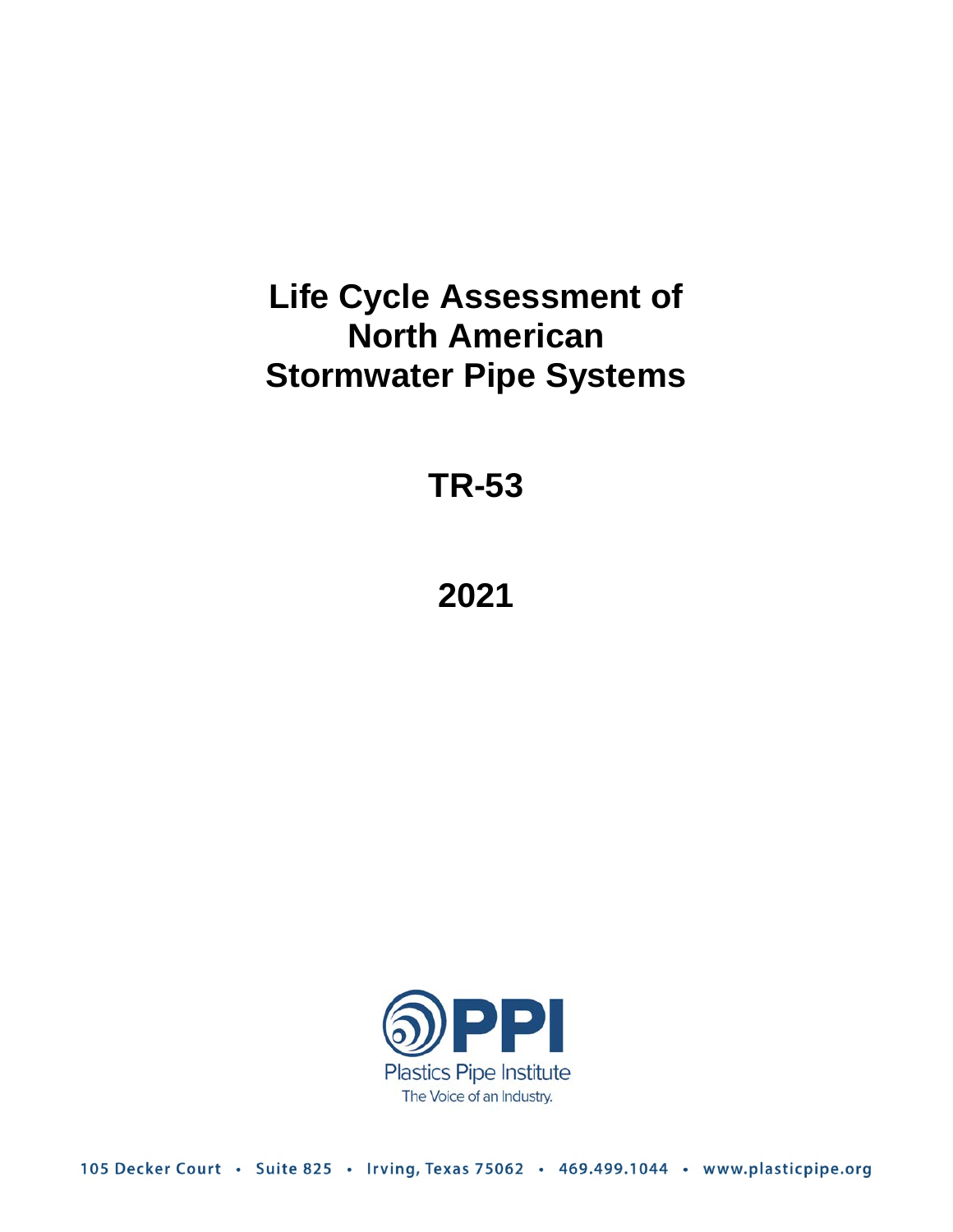# Life Cycle Assessment of North American Stormwater Pipe Systems

## TR-53

## 2021

PPI

Plastics Pipe Institute

The Voice of an Industry.

105 Decker Court • Suite 825 • Irving, Texas 75062 • 469.499.1044 • www.plasticpipe.org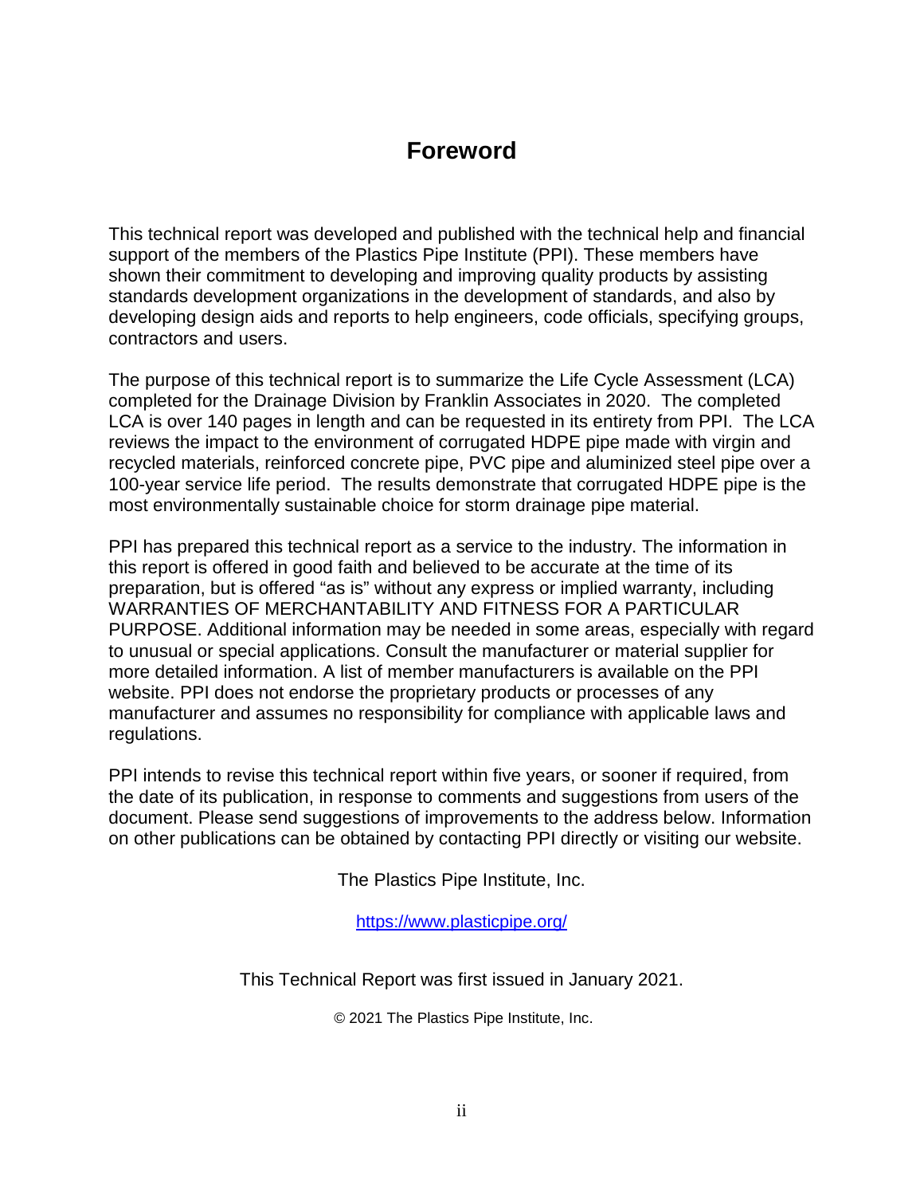# Foreword

This technical report was developed and published with the technical help and financial support of the members of the Plastics Pipe Institute (PPI). These members have shown their commitment to developing and improving quality products by assisting standards development organizations in the development of standards, and also by developing design aids and reports to help engineers, code officials, specifying groups, contractors and users.

The purpose of this technical report is to summarize the Life Cycle Assessment (LCA) completed for the Drainage Division by Franklin Associates in 2020. The completed LCA is over 140 pages in length and can be requested in its entirety from PPI. The LCA reviews the impact to the environment of corrugated HDPE pipe made with virgin and recycled materials, reinforced concrete pipe, PVC pipe and aluminized steel pipe over a 100-year service life period. The results demonstrate that corrugated HDPE pipe is the most environmentally sustainable choice for storm drainage pipe material.

PPI has prepared this technical report as a service to the industry. The information in this report is offered in good faith and believed to be accurate at the time of its preparation, but is offered "as is" without any express or implied warranty, including WARRANTIES OF MERCHANTABILITY AND FITNESS FOR A PARTICULAR PURPOSE. Additional information may be needed in some areas, especially with regard to unusual or special applications. Consult the manufacturer or material supplier for more detailed information. A list of member manufacturers is available on the PPI website. PPI does not endorse the proprietary products or processes of any manufacturer and assumes no responsibility for compliance with applicable laws and regulations.

PPI intends to revise this technical report within five years, or sooner if required, from the date of its publication, in response to comments and suggestions from users of the document. Please send suggestions of improvements to the address below. Information on other publications can be obtained by contacting PPI directly or visiting our website.

The Plastics Pipe Institute, Inc.

https://www.plasticpipe.org/

This Technical Report was first issued in January 2021.

© 2021 The Plastics Pipe Institute, Inc.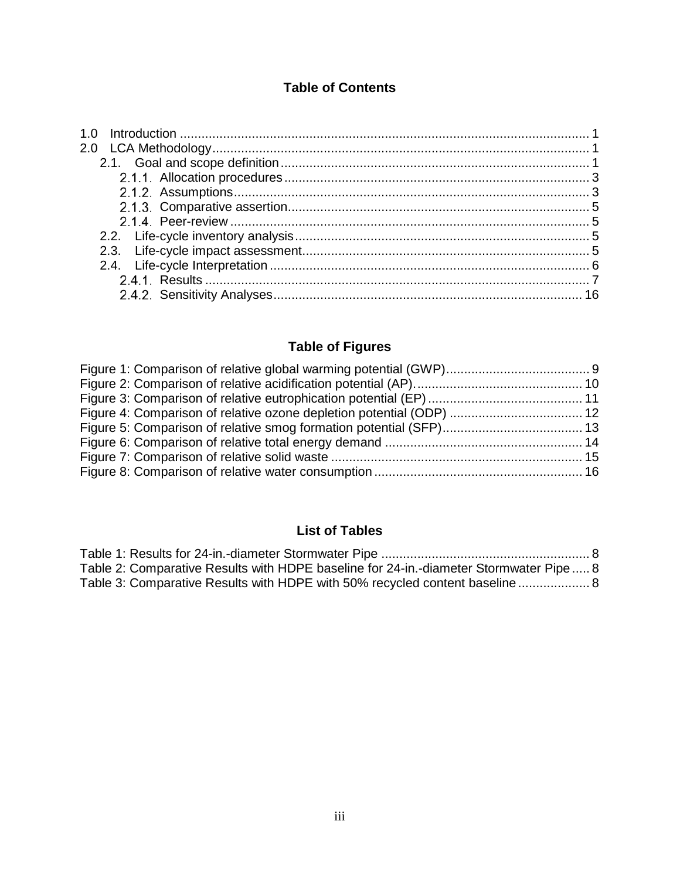## Table of Contents

1.0 Introduction ..... 1
2.0 LCA Methodology ..... 1
  2.1. Goal and scope definition ..... 1
    2.1.1. Allocation procedures ..... 3
    2.1.2. Assumptions ..... 3
    2.1.3. Comparative assertion ..... 5
    2.1.4. Peer-review ..... 5
  2.2. Life-cycle inventory analysis ..... 5
  2.3. Life-cycle impact assessment ..... 5
  2.4. Life-cycle Interpretation ..... 6
    2.4.1. Results ..... 7
    2.4.2. Sensitivity Analyses ..... 16

## Table of Figures

Figure 1: Comparison of relative global warming potential (GWP) ..... 9
Figure 2: Comparison of relative acidification potential (AP). ..... 10
Figure 3: Comparison of relative eutrophication potential (EP) ..... 11
Figure 4: Comparison of relative ozone depletion potential (ODP) ..... 12
Figure 5: Comparison of relative smog formation potential (SFP) ..... 13
Figure 6: Comparison of relative total energy demand ..... 14
Figure 7: Comparison of relative solid waste ..... 15
Figure 8: Comparison of relative water consumption ..... 16

## List of Tables

Table 1: Results for 24-in.-diameter Stormwater Pipe ..... 8
Table 2: Comparative Results with HDPE baseline for 24-in.-diameter Stormwater Pipe ..... 8
Table 3: Comparative Results with HDPE with 50% recycled content baseline ..... 8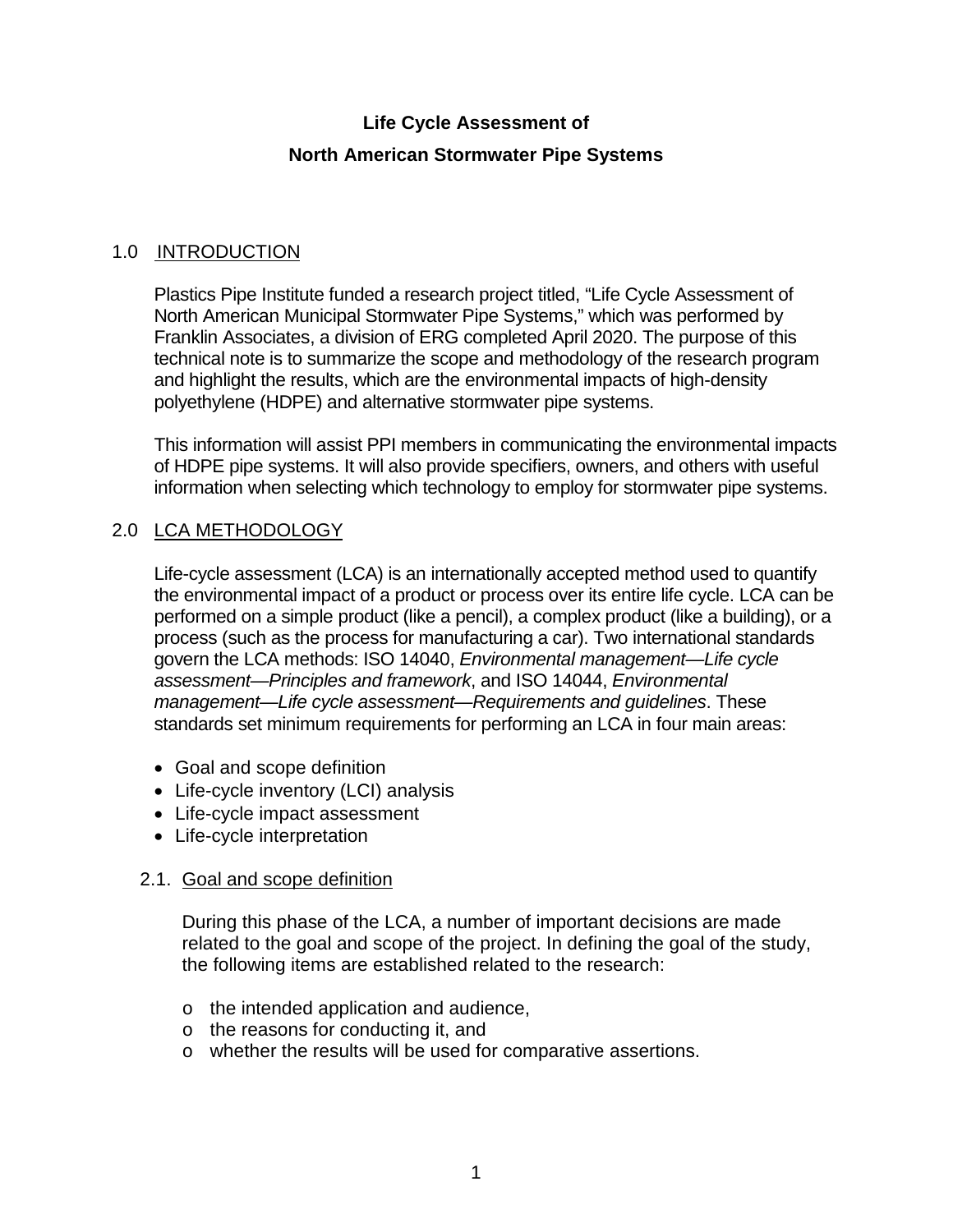# Life Cycle Assessment of North American Stormwater Pipe Systems

## 1.0 INTRODUCTION

Plastics Pipe Institute funded a research project titled, "Life Cycle Assessment of North American Municipal Stormwater Pipe Systems," which was performed by Franklin Associates, a division of ERG completed April 2020. The purpose of this technical note is to summarize the scope and methodology of the research program and highlight the results, which are the environmental impacts of high-density polyethylene (HDPE) and alternative stormwater pipe systems.

This information will assist PPI members in communicating the environmental impacts of HDPE pipe systems. It will also provide specifiers, owners, and others with useful information when selecting which technology to employ for stormwater pipe systems.

## 2.0 LCA METHODOLOGY

Life-cycle assessment (LCA) is an internationally accepted method used to quantify the environmental impact of a product or process over its entire life cycle. LCA can be performed on a simple product (like a pencil), a complex product (like a building), or a process (such as the process for manufacturing a car). Two international standards govern the LCA methods: ISO 14040, *Environmental management—Life cycle assessment—Principles and framework*, and ISO 14044, *Environmental management—Life cycle assessment—Requirements and guidelines*. These standards set minimum requirements for performing an LCA in four main areas:

- Goal and scope definition
- Life-cycle inventory (LCI) analysis
- Life-cycle impact assessment
- Life-cycle interpretation

### 2.1. Goal and scope definition

During this phase of the LCA, a number of important decisions are made related to the goal and scope of the project. In defining the goal of the study, the following items are established related to the research:

- the intended application and audience,
- the reasons for conducting it, and
- whether the results will be used for comparative assertions.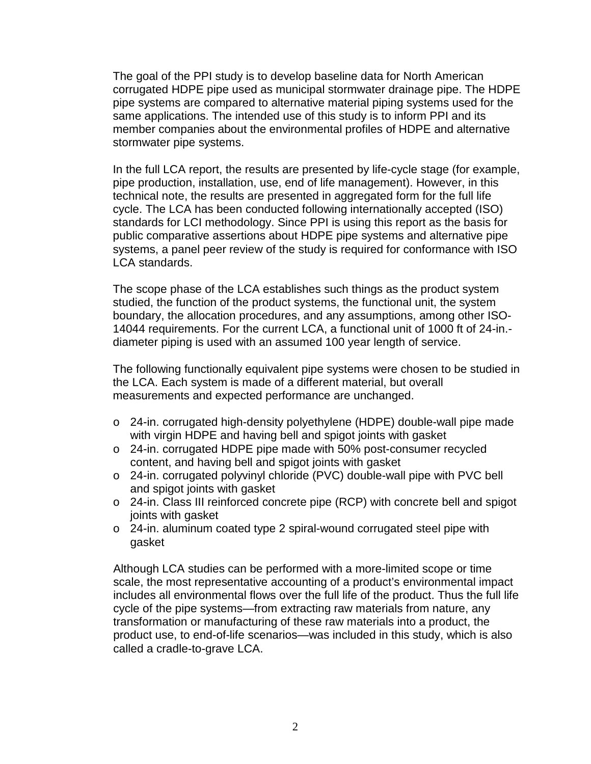The goal of the PPI study is to develop baseline data for North American corrugated HDPE pipe used as municipal stormwater drainage pipe. The HDPE pipe systems are compared to alternative material piping systems used for the same applications. The intended use of this study is to inform PPI and its member companies about the environmental profiles of HDPE and alternative stormwater pipe systems.

In the full LCA report, the results are presented by life-cycle stage (for example, pipe production, installation, use, end of life management). However, in this technical note, the results are presented in aggregated form for the full life cycle. The LCA has been conducted following internationally accepted (ISO) standards for LCI methodology. Since PPI is using this report as the basis for public comparative assertions about HDPE pipe systems and alternative pipe systems, a panel peer review of the study is required for conformance with ISO LCA standards.

The scope phase of the LCA establishes such things as the product system studied, the function of the product systems, the functional unit, the system boundary, the allocation procedures, and any assumptions, among other ISO-14044 requirements. For the current LCA, a functional unit of 1000 ft of 24-in.-diameter piping is used with an assumed 100 year length of service.

The following functionally equivalent pipe systems were chosen to be studied in the LCA. Each system is made of a different material, but overall measurements and expected performance are unchanged.

- 24-in. corrugated high-density polyethylene (HDPE) double-wall pipe made with virgin HDPE and having bell and spigot joints with gasket
- 24-in. corrugated HDPE pipe made with 50% post-consumer recycled content, and having bell and spigot joints with gasket
- 24-in. corrugated polyvinyl chloride (PVC) double-wall pipe with PVC bell and spigot joints with gasket
- 24-in. Class III reinforced concrete pipe (RCP) with concrete bell and spigot joints with gasket
- 24-in. aluminum coated type 2 spiral-wound corrugated steel pipe with gasket

Although LCA studies can be performed with a more-limited scope or time scale, the most representative accounting of a product's environmental impact includes all environmental flows over the full life of the product. Thus the full life cycle of the pipe systems—from extracting raw materials from nature, any transformation or manufacturing of these raw materials into a product, the product use, to end-of-life scenarios—was included in this study, which is also called a cradle-to-grave LCA.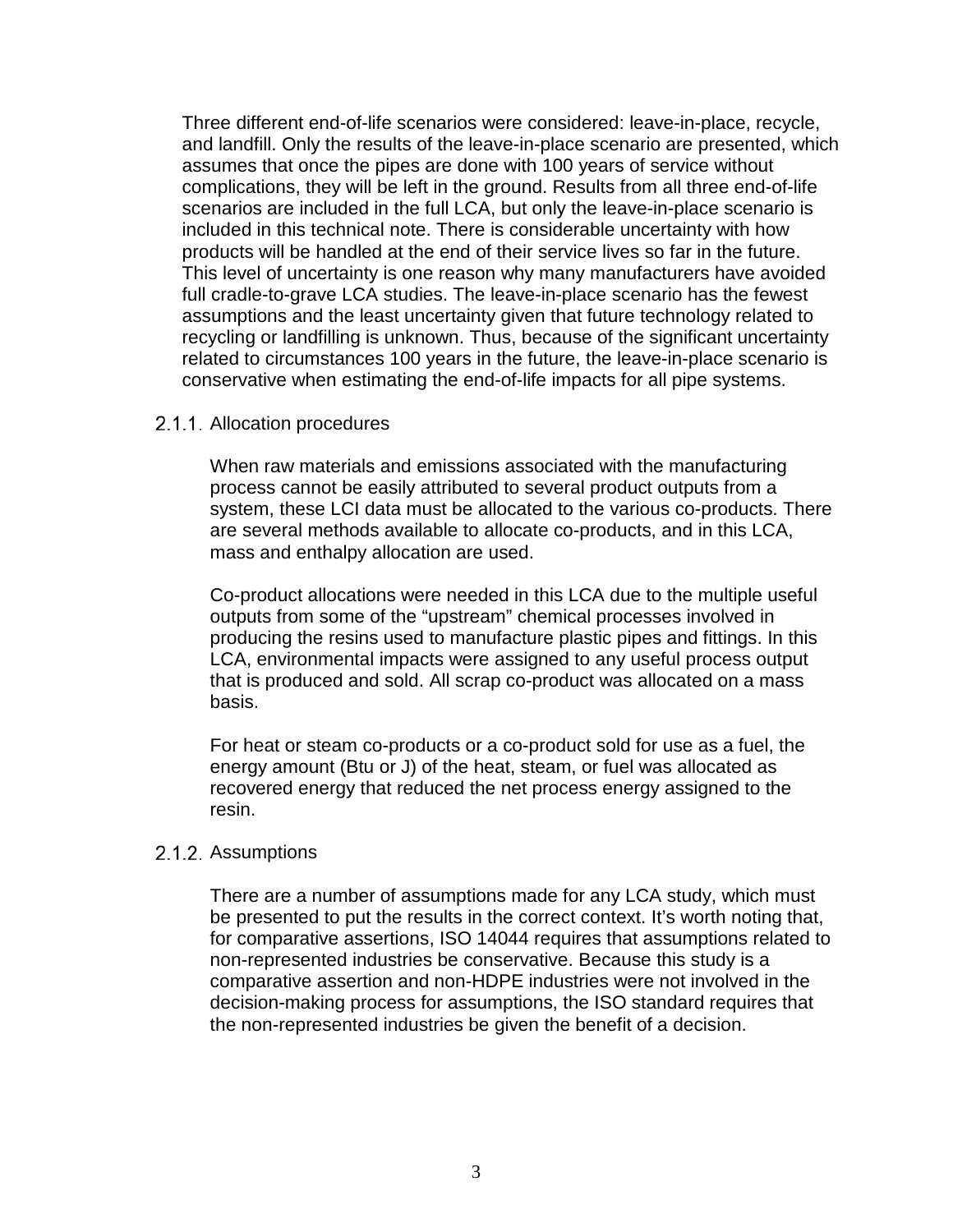Three different end-of-life scenarios were considered: leave-in-place, recycle, and landfill. Only the results of the leave-in-place scenario are presented, which assumes that once the pipes are done with 100 years of service without complications, they will be left in the ground. Results from all three end-of-life scenarios are included in the full LCA, but only the leave-in-place scenario is included in this technical note. There is considerable uncertainty with how products will be handled at the end of their service lives so far in the future. This level of uncertainty is one reason why many manufacturers have avoided full cradle-to-grave LCA studies. The leave-in-place scenario has the fewest assumptions and the least uncertainty given that future technology related to recycling or landfilling is unknown. Thus, because of the significant uncertainty related to circumstances 100 years in the future, the leave-in-place scenario is conservative when estimating the end-of-life impacts for all pipe systems.

### 2.1.1. Allocation procedures

When raw materials and emissions associated with the manufacturing process cannot be easily attributed to several product outputs from a system, these LCI data must be allocated to the various co-products. There are several methods available to allocate co-products, and in this LCA, mass and enthalpy allocation are used.

Co-product allocations were needed in this LCA due to the multiple useful outputs from some of the "upstream" chemical processes involved in producing the resins used to manufacture plastic pipes and fittings. In this LCA, environmental impacts were assigned to any useful process output that is produced and sold. All scrap co-product was allocated on a mass basis.

For heat or steam co-products or a co-product sold for use as a fuel, the energy amount (Btu or J) of the heat, steam, or fuel was allocated as recovered energy that reduced the net process energy assigned to the resin.

### 2.1.2. Assumptions

There are a number of assumptions made for any LCA study, which must be presented to put the results in the correct context. It's worth noting that, for comparative assertions, ISO 14044 requires that assumptions related to non-represented industries be conservative. Because this study is a comparative assertion and non-HDPE industries were not involved in the decision-making process for assumptions, the ISO standard requires that the non-represented industries be given the benefit of a decision.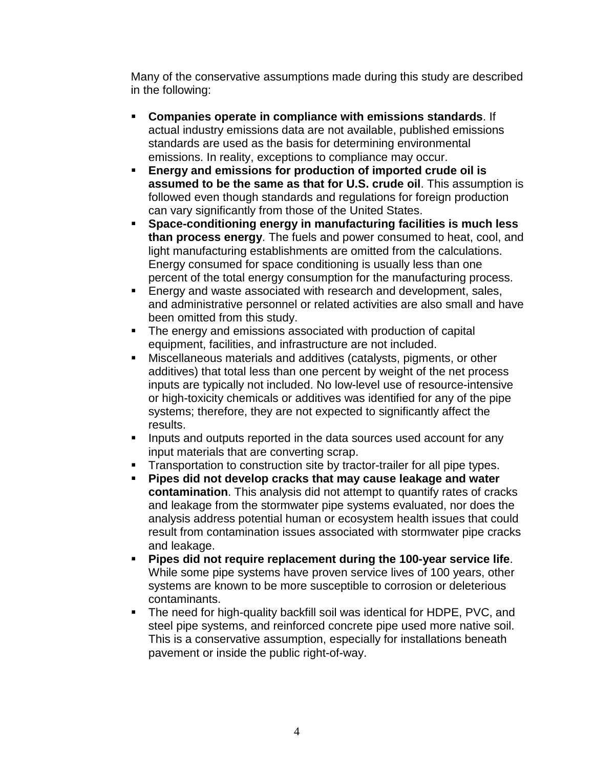Many of the conservative assumptions made during this study are described in the following:

- **Companies operate in compliance with emissions standards**. If actual industry emissions data are not available, published emissions standards are used as the basis for determining environmental emissions. In reality, exceptions to compliance may occur.
- **Energy and emissions for production of imported crude oil is assumed to be the same as that for U.S. crude oil**. This assumption is followed even though standards and regulations for foreign production can vary significantly from those of the United States.
- **Space-conditioning energy in manufacturing facilities is much less than process energy**. The fuels and power consumed to heat, cool, and light manufacturing establishments are omitted from the calculations. Energy consumed for space conditioning is usually less than one percent of the total energy consumption for the manufacturing process.
- Energy and waste associated with research and development, sales, and administrative personnel or related activities are also small and have been omitted from this study.
- The energy and emissions associated with production of capital equipment, facilities, and infrastructure are not included.
- Miscellaneous materials and additives (catalysts, pigments, or other additives) that total less than one percent by weight of the net process inputs are typically not included. No low-level use of resource-intensive or high-toxicity chemicals or additives was identified for any of the pipe systems; therefore, they are not expected to significantly affect the results.
- Inputs and outputs reported in the data sources used account for any input materials that are converting scrap.
- Transportation to construction site by tractor-trailer for all pipe types.
- **Pipes did not develop cracks that may cause leakage and water contamination**. This analysis did not attempt to quantify rates of cracks and leakage from the stormwater pipe systems evaluated, nor does the analysis address potential human or ecosystem health issues that could result from contamination issues associated with stormwater pipe cracks and leakage.
- **Pipes did not require replacement during the 100-year service life**. While some pipe systems have proven service lives of 100 years, other systems are known to be more susceptible to corrosion or deleterious contaminants.
- The need for high-quality backfill soil was identical for HDPE, PVC, and steel pipe systems, and reinforced concrete pipe used more native soil. This is a conservative assumption, especially for installations beneath pavement or inside the public right-of-way.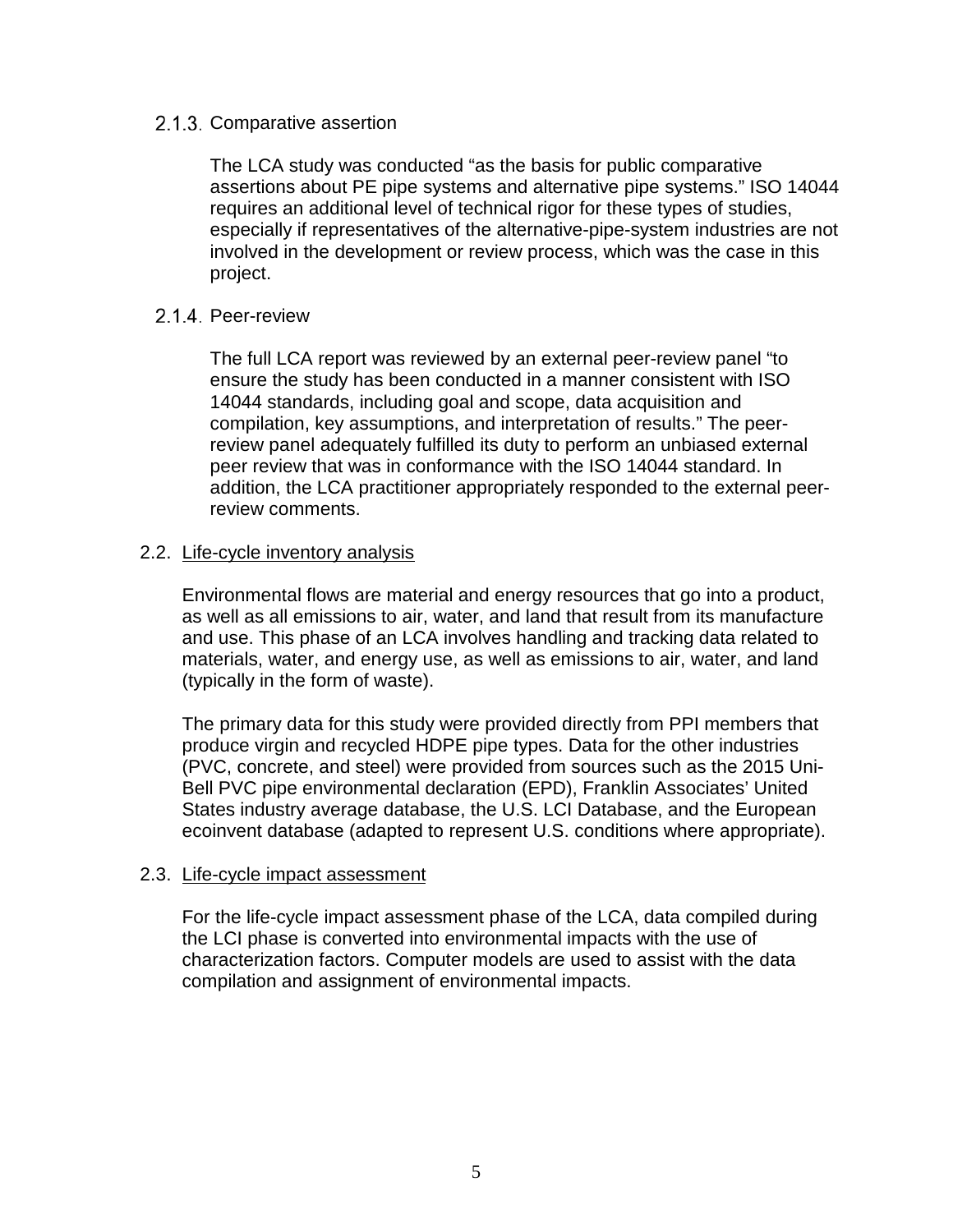#### 2.1.3. Comparative assertion

The LCA study was conducted "as the basis for public comparative assertions about PE pipe systems and alternative pipe systems." ISO 14044 requires an additional level of technical rigor for these types of studies, especially if representatives of the alternative-pipe-system industries are not involved in the development or review process, which was the case in this project.

#### 2.1.4. Peer-review

The full LCA report was reviewed by an external peer-review panel "to ensure the study has been conducted in a manner consistent with ISO 14044 standards, including goal and scope, data acquisition and compilation, key assumptions, and interpretation of results." The peer-review panel adequately fulfilled its duty to perform an unbiased external peer review that was in conformance with the ISO 14044 standard. In addition, the LCA practitioner appropriately responded to the external peer-review comments.

### 2.2. Life-cycle inventory analysis

Environmental flows are material and energy resources that go into a product, as well as all emissions to air, water, and land that result from its manufacture and use. This phase of an LCA involves handling and tracking data related to materials, water, and energy use, as well as emissions to air, water, and land (typically in the form of waste).

The primary data for this study were provided directly from PPI members that produce virgin and recycled HDPE pipe types. Data for the other industries (PVC, concrete, and steel) were provided from sources such as the 2015 Uni-Bell PVC pipe environmental declaration (EPD), Franklin Associates' United States industry average database, the U.S. LCI Database, and the European ecoinvent database (adapted to represent U.S. conditions where appropriate).

### 2.3. Life-cycle impact assessment

For the life-cycle impact assessment phase of the LCA, data compiled during the LCI phase is converted into environmental impacts with the use of characterization factors. Computer models are used to assist with the data compilation and assignment of environmental impacts.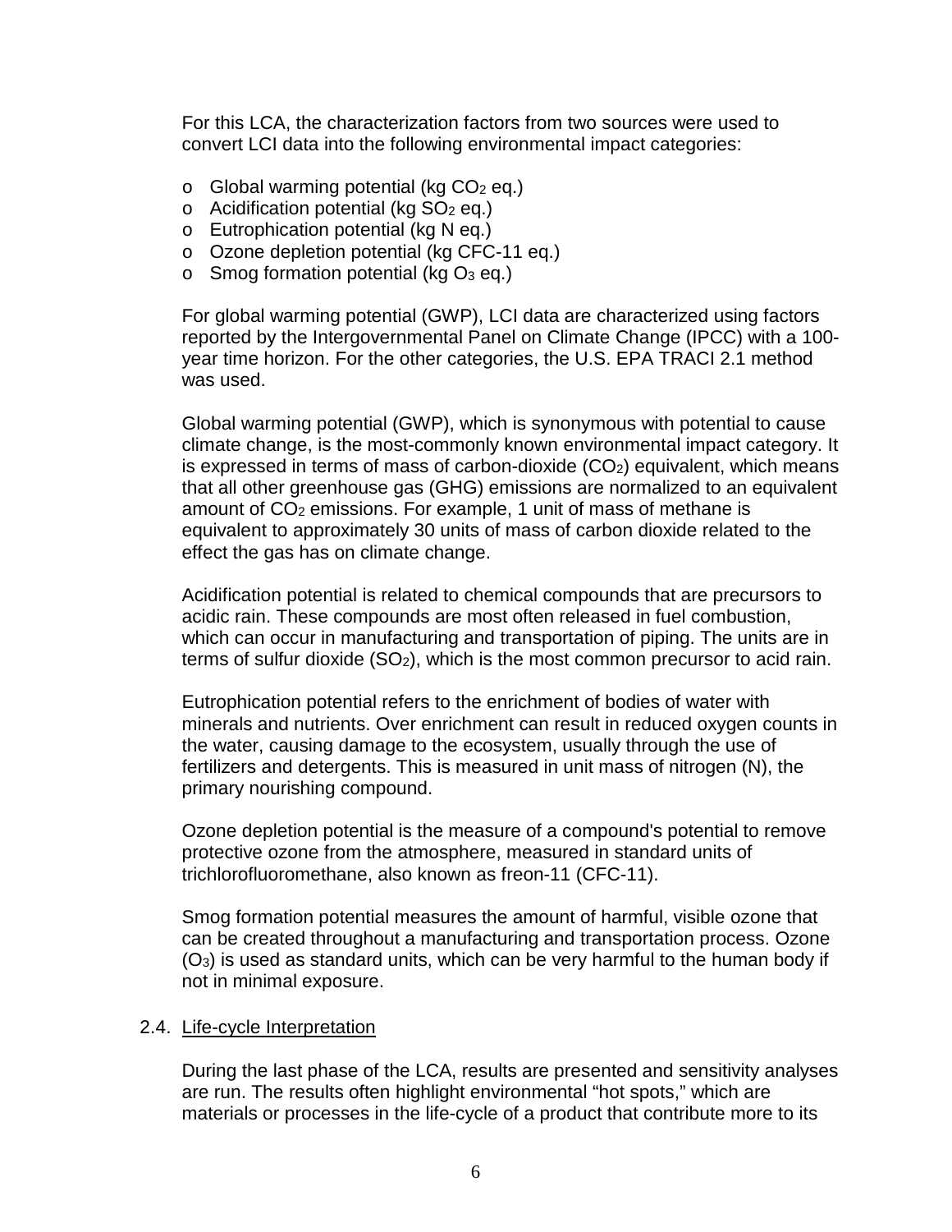For this LCA, the characterization factors from two sources were used to convert LCI data into the following environmental impact categories:

- Global warming potential (kg $CO_2$ eq.)
- Acidification potential (kg $SO_2$ eq.)
- Eutrophication potential (kg N eq.)
- Ozone depletion potential (kg CFC-11 eq.)
- Smog formation potential (kg $O_3$ eq.)

For global warming potential (GWP), LCI data are characterized using factors reported by the Intergovernmental Panel on Climate Change (IPCC) with a 100-year time horizon. For the other categories, the U.S. EPA TRACI 2.1 method was used.

Global warming potential (GWP), which is synonymous with potential to cause climate change, is the most-commonly known environmental impact category. It is expressed in terms of mass of carbon-dioxide ($CO_2$) equivalent, which means that all other greenhouse gas (GHG) emissions are normalized to an equivalent amount of $CO_2$ emissions. For example, 1 unit of mass of methane is equivalent to approximately 30 units of mass of carbon dioxide related to the effect the gas has on climate change.

Acidification potential is related to chemical compounds that are precursors to acidic rain. These compounds are most often released in fuel combustion, which can occur in manufacturing and transportation of piping. The units are in terms of sulfur dioxide ($SO_2$), which is the most common precursor to acid rain.

Eutrophication potential refers to the enrichment of bodies of water with minerals and nutrients. Over enrichment can result in reduced oxygen counts in the water, causing damage to the ecosystem, usually through the use of fertilizers and detergents. This is measured in unit mass of nitrogen (N), the primary nourishing compound.

Ozone depletion potential is the measure of a compound's potential to remove protective ozone from the atmosphere, measured in standard units of trichlorofluoromethane, also known as freon-11 (CFC-11).

Smog formation potential measures the amount of harmful, visible ozone that can be created throughout a manufacturing and transportation process. Ozone ($O_3$) is used as standard units, which can be very harmful to the human body if not in minimal exposure.

### 2.4. Life-cycle Interpretation

During the last phase of the LCA, results are presented and sensitivity analyses are run. The results often highlight environmental "hot spots," which are materials or processes in the life-cycle of a product that contribute more to its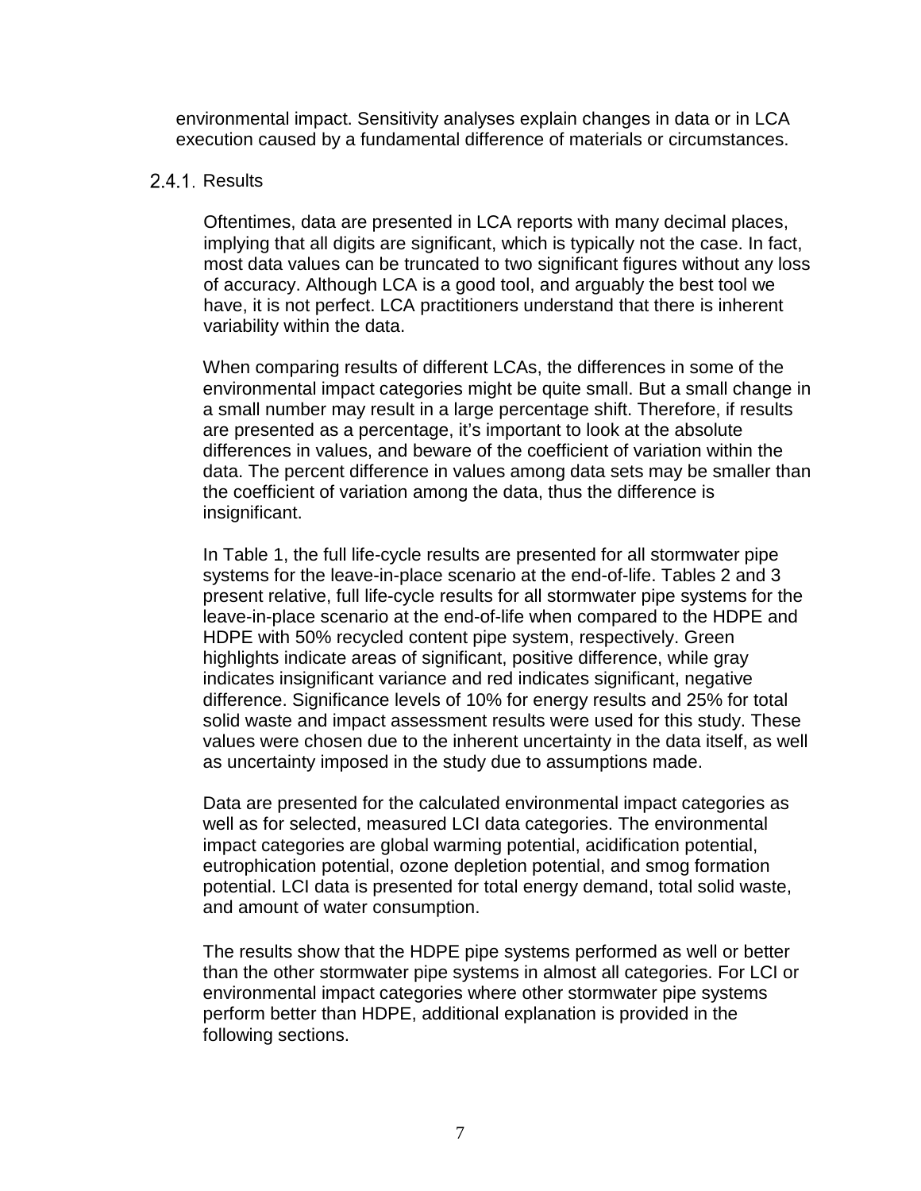environmental impact. Sensitivity analyses explain changes in data or in LCA execution caused by a fundamental difference of materials or circumstances.

### 2.4.1. Results

Oftentimes, data are presented in LCA reports with many decimal places, implying that all digits are significant, which is typically not the case. In fact, most data values can be truncated to two significant figures without any loss of accuracy. Although LCA is a good tool, and arguably the best tool we have, it is not perfect. LCA practitioners understand that there is inherent variability within the data.

When comparing results of different LCAs, the differences in some of the environmental impact categories might be quite small. But a small change in a small number may result in a large percentage shift. Therefore, if results are presented as a percentage, it's important to look at the absolute differences in values, and beware of the coefficient of variation within the data. The percent difference in values among data sets may be smaller than the coefficient of variation among the data, thus the difference is insignificant.

In Table 1, the full life-cycle results are presented for all stormwater pipe systems for the leave-in-place scenario at the end-of-life. Tables 2 and 3 present relative, full life-cycle results for all stormwater pipe systems for the leave-in-place scenario at the end-of-life when compared to the HDPE and HDPE with 50% recycled content pipe system, respectively. Green highlights indicate areas of significant, positive difference, while gray indicates insignificant variance and red indicates significant, negative difference. Significance levels of 10% for energy results and 25% for total solid waste and impact assessment results were used for this study. These values were chosen due to the inherent uncertainty in the data itself, as well as uncertainty imposed in the study due to assumptions made.

Data are presented for the calculated environmental impact categories as well as for selected, measured LCI data categories. The environmental impact categories are global warming potential, acidification potential, eutrophication potential, ozone depletion potential, and smog formation potential. LCI data is presented for total energy demand, total solid waste, and amount of water consumption.

The results show that the HDPE pipe systems performed as well or better than the other stormwater pipe systems in almost all categories. For LCI or environmental impact categories where other stormwater pipe systems perform better than HDPE, additional explanation is provided in the following sections.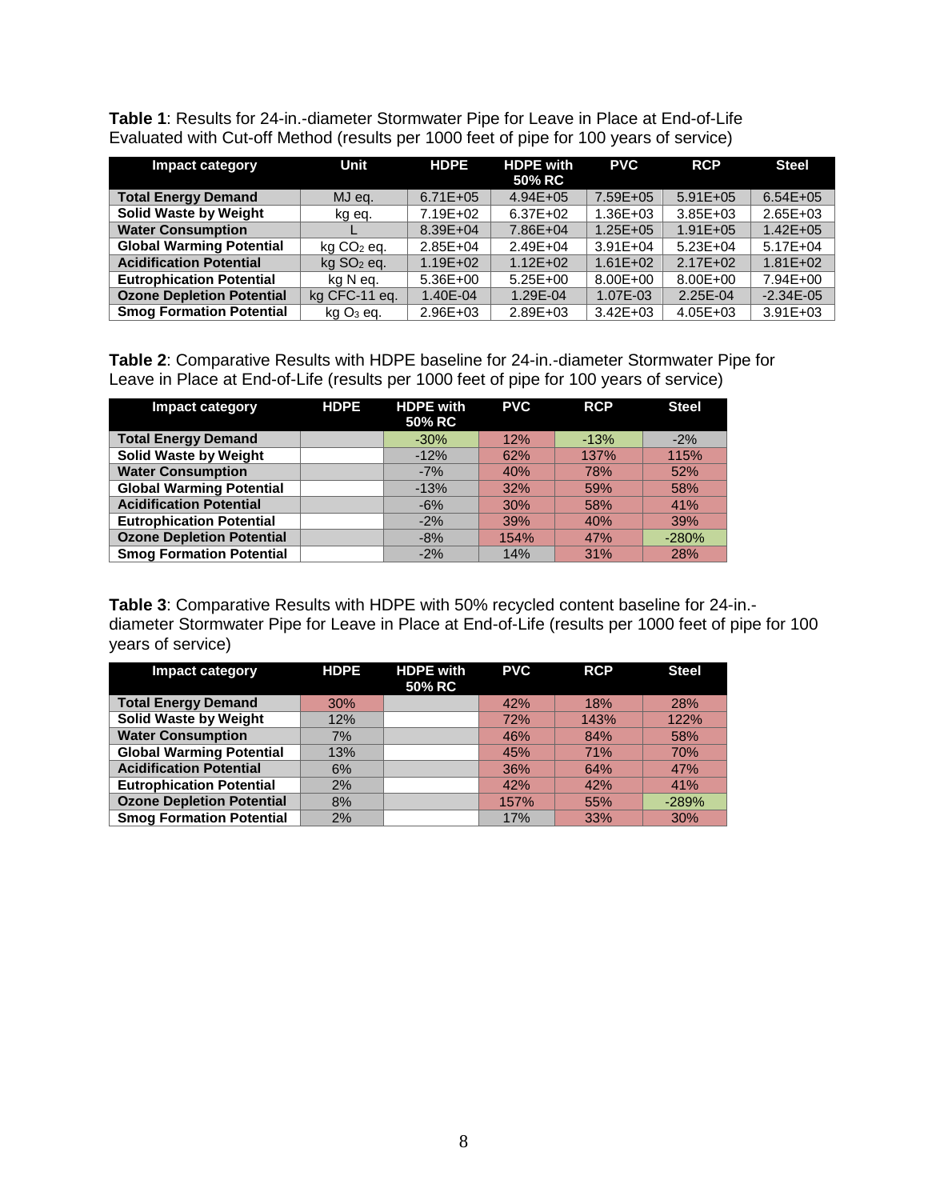**Table 1**: Results for 24-in.-diameter Stormwater Pipe for Leave in Place at End-of-Life Evaluated with Cut-off Method (results per 1000 feet of pipe for 100 years of service)

| Impact category | Unit | HDPE | HDPE with 50% RC | PVC | RCP | Steel |
|---|---|---|---|---|---|---|
| **Total Energy Demand** | MJ eq. | 6.71E+05 | 4.94E+05 | 7.59E+05 | 5.91E+05 | 6.54E+05 |
| **Solid Waste by Weight** | kg eq. | 7.19E+02 | 6.37E+02 | 1.36E+03 | 3.85E+03 | 2.65E+03 |
| **Water Consumption** | L | 8.39E+04 | 7.86E+04 | 1.25E+05 | 1.91E+05 | 1.42E+05 |
| **Global Warming Potential** | kg $CO_2$ eq. | 2.85E+04 | 2.49E+04 | 3.91E+04 | 5.23E+04 | 5.17E+04 |
| **Acidification Potential** | kg $SO_2$ eq. | 1.19E+02 | 1.12E+02 | 1.61E+02 | 2.17E+02 | 1.81E+02 |
| **Eutrophication Potential** | kg N eq. | 5.36E+00 | 5.25E+00 | 8.00E+00 | 8.00E+00 | 7.94E+00 |
| **Ozone Depletion Potential** | kg CFC-11 eq. | 1.40E-04 | 1.29E-04 | 1.07E-03 | 2.25E-04 | -2.34E-05 |
| **Smog Formation Potential** | kg $O_3$ eq. | 2.96E+03 | 2.89E+03 | 3.42E+03 | 4.05E+03 | 3.91E+03 |

**Table 2**: Comparative Results with HDPE baseline for 24-in.-diameter Stormwater Pipe for Leave in Place at End-of-Life (results per 1000 feet of pipe for 100 years of service)

| Impact category | HDPE | HDPE with 50% RC | PVC | RCP | Steel |
|---|---|---|---|---|---|
| **Total Energy Demand** | | -30% | 12% | -13% | -2% |
| **Solid Waste by Weight** | | -12% | 62% | 137% | 115% |
| **Water Consumption** | | -7% | 40% | 78% | 52% |
| **Global Warming Potential** | | -13% | 32% | 59% | 58% |
| **Acidification Potential** | | -6% | 30% | 58% | 41% |
| **Eutrophication Potential** | | -2% | 39% | 40% | 39% |
| **Ozone Depletion Potential** | | -8% | 154% | 47% | -280% |
| **Smog Formation Potential** | | -2% | 14% | 31% | 28% |

**Table 3**: Comparative Results with HDPE with 50% recycled content baseline for 24-in.-diameter Stormwater Pipe for Leave in Place at End-of-Life (results per 1000 feet of pipe for 100 years of service)

| Impact category | HDPE | HDPE with 50% RC | PVC | RCP | Steel |
|---|---|---|---|---|---|
| **Total Energy Demand** | 30% | | 42% | 18% | 28% |
| **Solid Waste by Weight** | 12% | | 72% | 143% | 122% |
| **Water Consumption** | 7% | | 46% | 84% | 58% |
| **Global Warming Potential** | 13% | | 45% | 71% | 70% |
| **Acidification Potential** | 6% | | 36% | 64% | 47% |
| **Eutrophication Potential** | 2% | | 42% | 42% | 41% |
| **Ozone Depletion Potential** | 8% | | 157% | 55% | -289% |
| **Smog Formation Potential** | 2% | | 17% | 33% | 30% |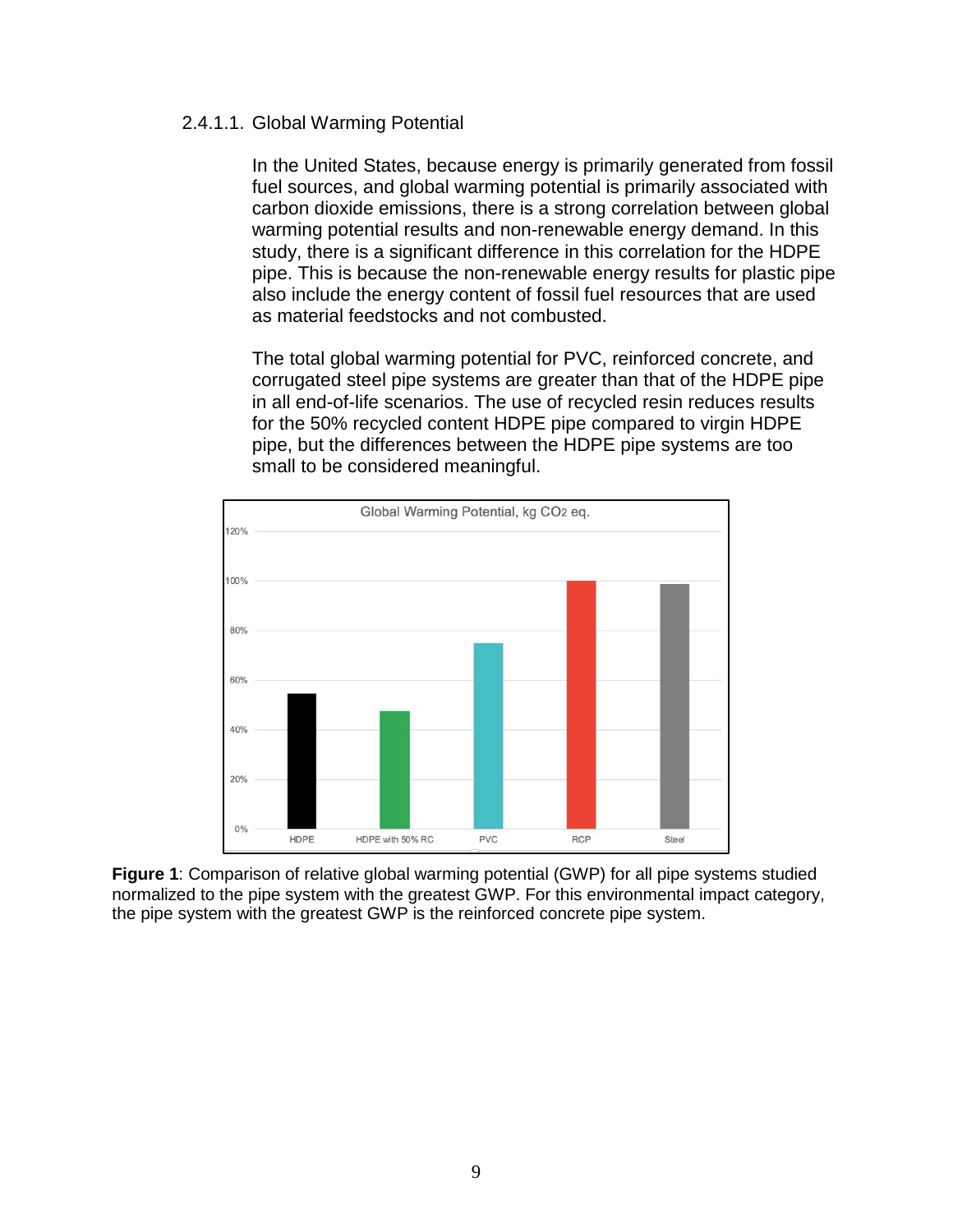#### 2.4.1.1. Global Warming Potential

In the United States, because energy is primarily generated from fossil fuel sources, and global warming potential is primarily associated with carbon dioxide emissions, there is a strong correlation between global warming potential results and non-renewable energy demand. In this study, there is a significant difference in this correlation for the HDPE pipe. This is because the non-renewable energy results for plastic pipe also include the energy content of fossil fuel resources that are used as material feedstocks and not combusted.

The total global warming potential for PVC, reinforced concrete, and corrugated steel pipe systems are greater than that of the HDPE pipe in all end-of-life scenarios. The use of recycled resin reduces results for the 50% recycled content HDPE pipe compared to virgin HDPE pipe, but the differences between the HDPE pipe systems are too small to be considered meaningful.

**Figure 1**: Comparison of relative global warming potential (GWP) for all pipe systems studied normalized to the pipe system with the greatest GWP. For this environmental impact category, the pipe system with the greatest GWP is the reinforced concrete pipe system.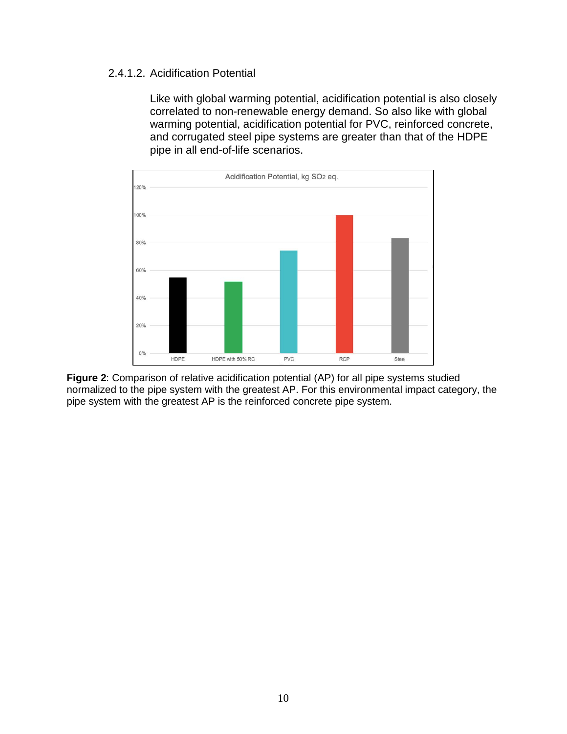#### 2.4.1.2. Acidification Potential

Like with global warming potential, acidification potential is also closely correlated to non-renewable energy demand. So also like with global warming potential, acidification potential for PVC, reinforced concrete, and corrugated steel pipe systems are greater than that of the HDPE pipe in all end-of-life scenarios.

**Figure 2**: Comparison of relative acidification potential (AP) for all pipe systems studied normalized to the pipe system with the greatest AP. For this environmental impact category, the pipe system with the greatest AP is the reinforced concrete pipe system.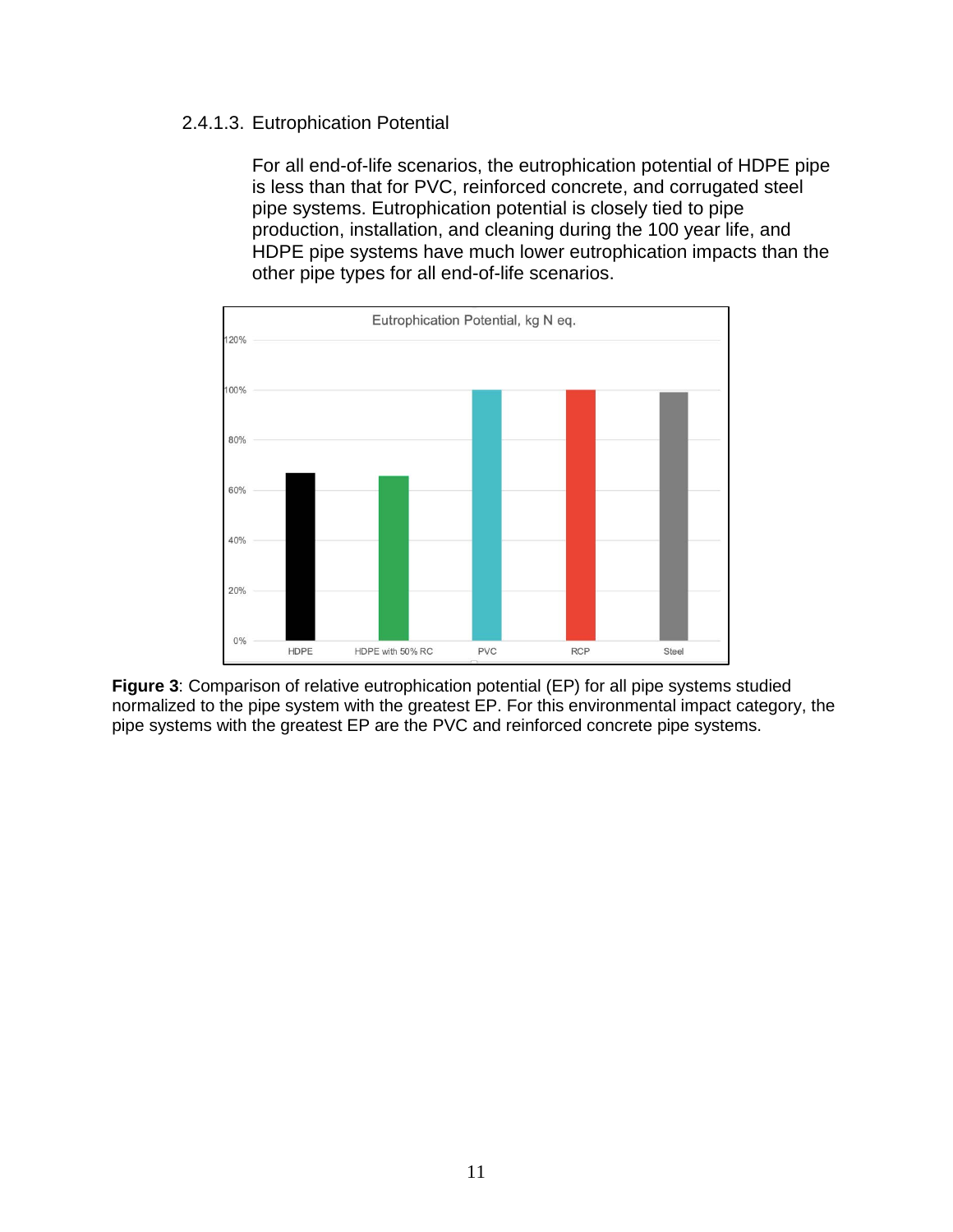#### 2.4.1.3. Eutrophication Potential

For all end-of-life scenarios, the eutrophication potential of HDPE pipe is less than that for PVC, reinforced concrete, and corrugated steel pipe systems. Eutrophication potential is closely tied to pipe production, installation, and cleaning during the 100 year life, and HDPE pipe systems have much lower eutrophication impacts than the other pipe types for all end-of-life scenarios.

**Figure 3**: Comparison of relative eutrophication potential (EP) for all pipe systems studied normalized to the pipe system with the greatest EP. For this environmental impact category, the pipe systems with the greatest EP are the PVC and reinforced concrete pipe systems.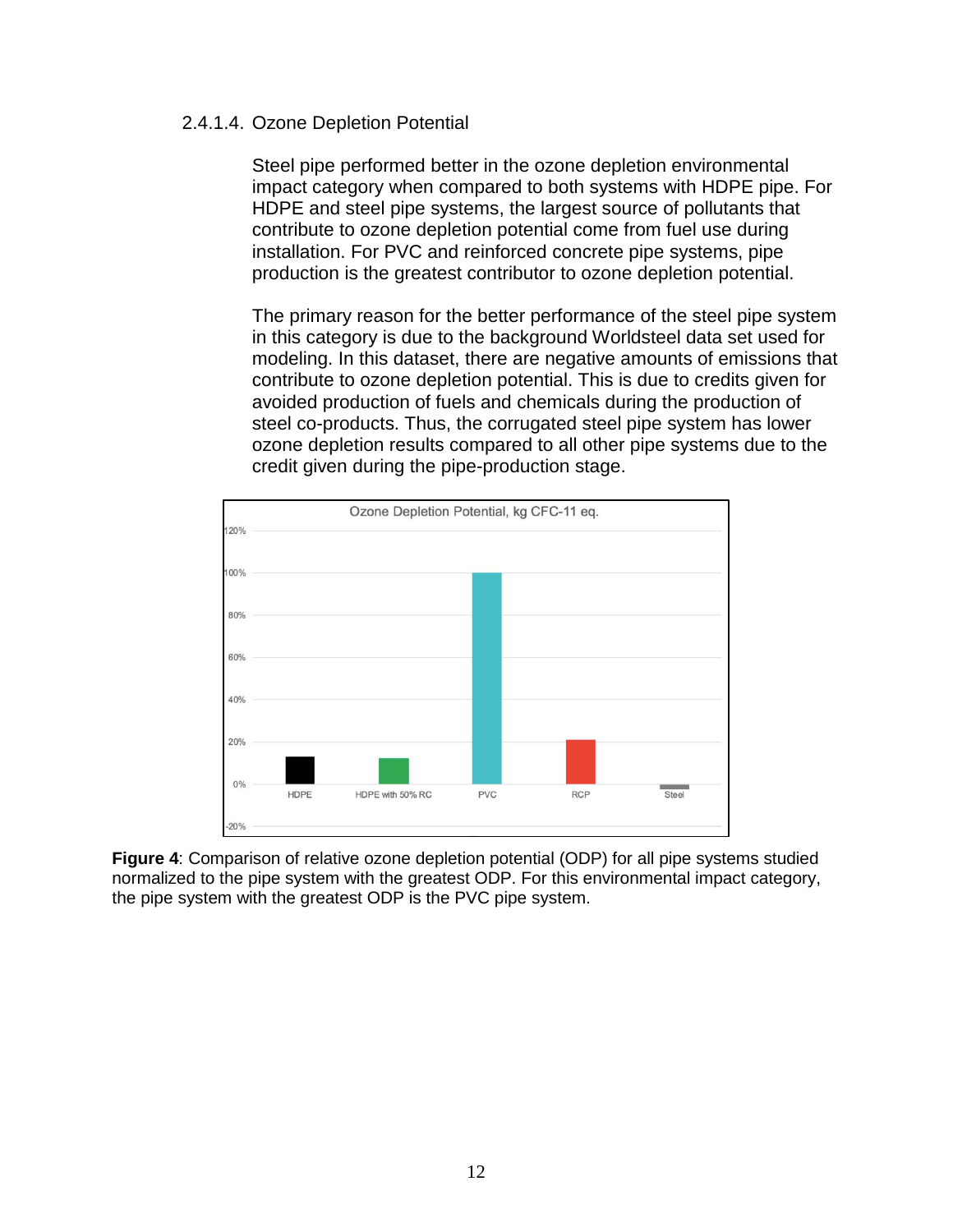### 2.4.1.4. Ozone Depletion Potential

Steel pipe performed better in the ozone depletion environmental impact category when compared to both systems with HDPE pipe. For HDPE and steel pipe systems, the largest source of pollutants that contribute to ozone depletion potential come from fuel use during installation. For PVC and reinforced concrete pipe systems, pipe production is the greatest contributor to ozone depletion potential.

The primary reason for the better performance of the steel pipe system in this category is due to the background Worldsteel data set used for modeling. In this dataset, there are negative amounts of emissions that contribute to ozone depletion potential. This is due to credits given for avoided production of fuels and chemicals during the production of steel co-products. Thus, the corrugated steel pipe system has lower ozone depletion results compared to all other pipe systems due to the credit given during the pipe-production stage.

**Figure 4**: Comparison of relative ozone depletion potential (ODP) for all pipe systems studied normalized to the pipe system with the greatest ODP. For this environmental impact category, the pipe system with the greatest ODP is the PVC pipe system.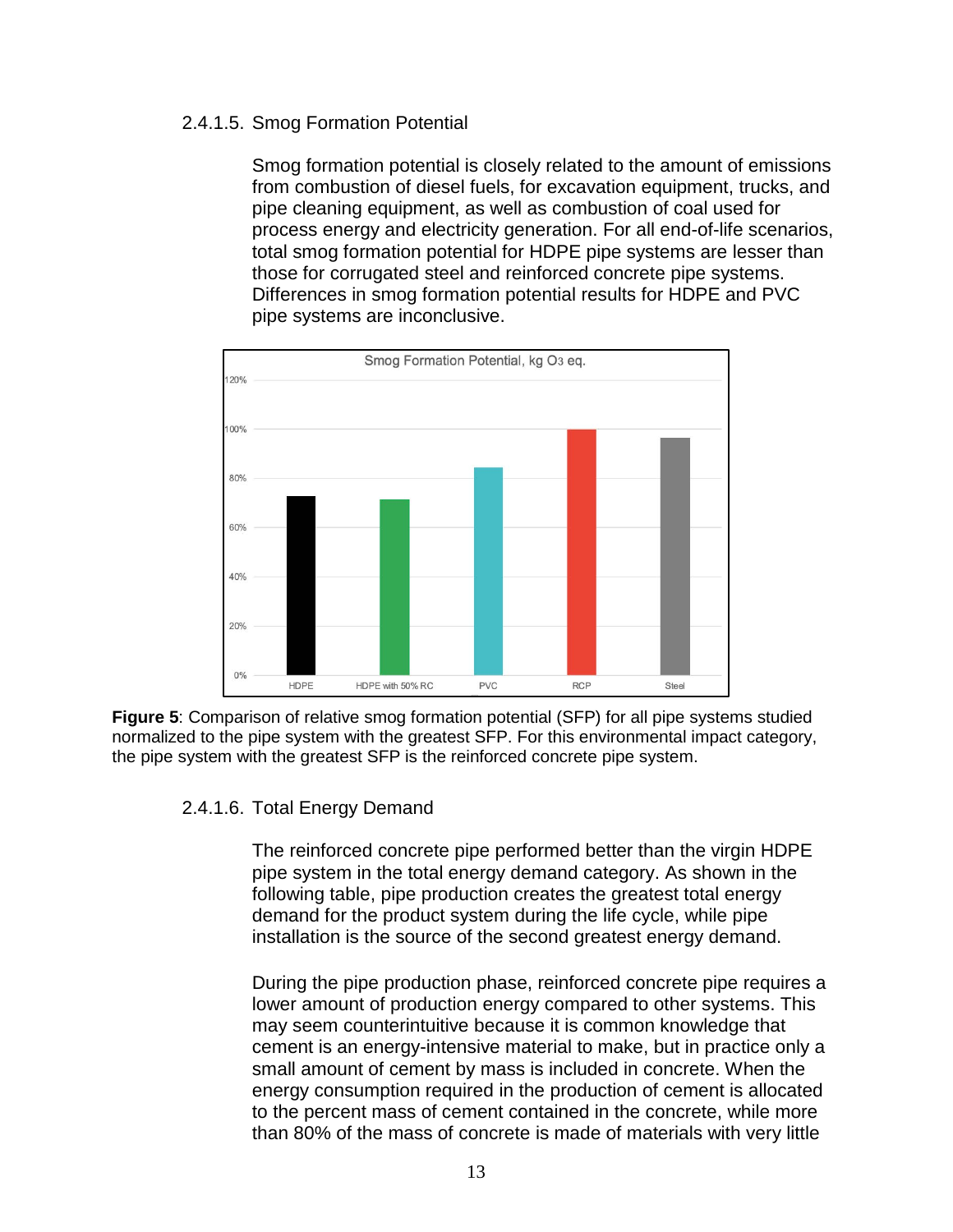### 2.4.1.5. Smog Formation Potential

Smog formation potential is closely related to the amount of emissions from combustion of diesel fuels, for excavation equipment, trucks, and pipe cleaning equipment, as well as combustion of coal used for process energy and electricity generation. For all end-of-life scenarios, total smog formation potential for HDPE pipe systems are lesser than those for corrugated steel and reinforced concrete pipe systems. Differences in smog formation potential results for HDPE and PVC pipe systems are inconclusive.

**Figure 5**: Comparison of relative smog formation potential (SFP) for all pipe systems studied normalized to the pipe system with the greatest SFP. For this environmental impact category, the pipe system with the greatest SFP is the reinforced concrete pipe system.

### 2.4.1.6. Total Energy Demand

The reinforced concrete pipe performed better than the virgin HDPE pipe system in the total energy demand category. As shown in the following table, pipe production creates the greatest total energy demand for the product system during the life cycle, while pipe installation is the source of the second greatest energy demand.

During the pipe production phase, reinforced concrete pipe requires a lower amount of production energy compared to other systems. This may seem counterintuitive because it is common knowledge that cement is an energy-intensive material to make, but in practice only a small amount of cement by mass is included in concrete. When the energy consumption required in the production of cement is allocated to the percent mass of cement contained in the concrete, while more than 80% of the mass of concrete is made of materials with very little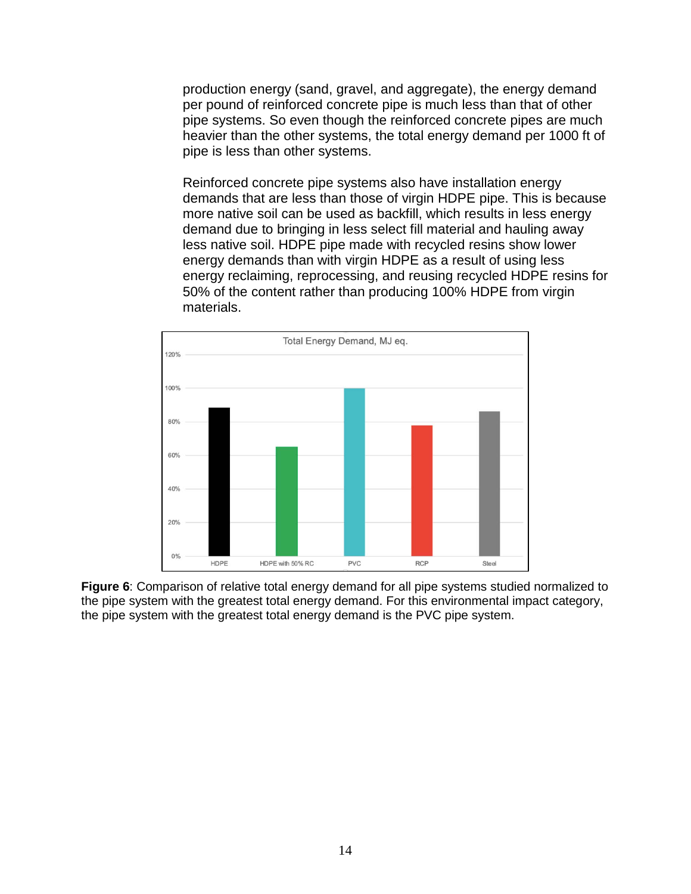production energy (sand, gravel, and aggregate), the energy demand per pound of reinforced concrete pipe is much less than that of other pipe systems. So even though the reinforced concrete pipes are much heavier than the other systems, the total energy demand per 1000 ft of pipe is less than other systems.

Reinforced concrete pipe systems also have installation energy demands that are less than those of virgin HDPE pipe. This is because more native soil can be used as backfill, which results in less energy demand due to bringing in less select fill material and hauling away less native soil. HDPE pipe made with recycled resins show lower energy demands than with virgin HDPE as a result of using less energy reclaiming, reprocessing, and reusing recycled HDPE resins for 50% of the content rather than producing 100% HDPE from virgin materials.

**Figure 6**: Comparison of relative total energy demand for all pipe systems studied normalized to the pipe system with the greatest total energy demand. For this environmental impact category, the pipe system with the greatest total energy demand is the PVC pipe system.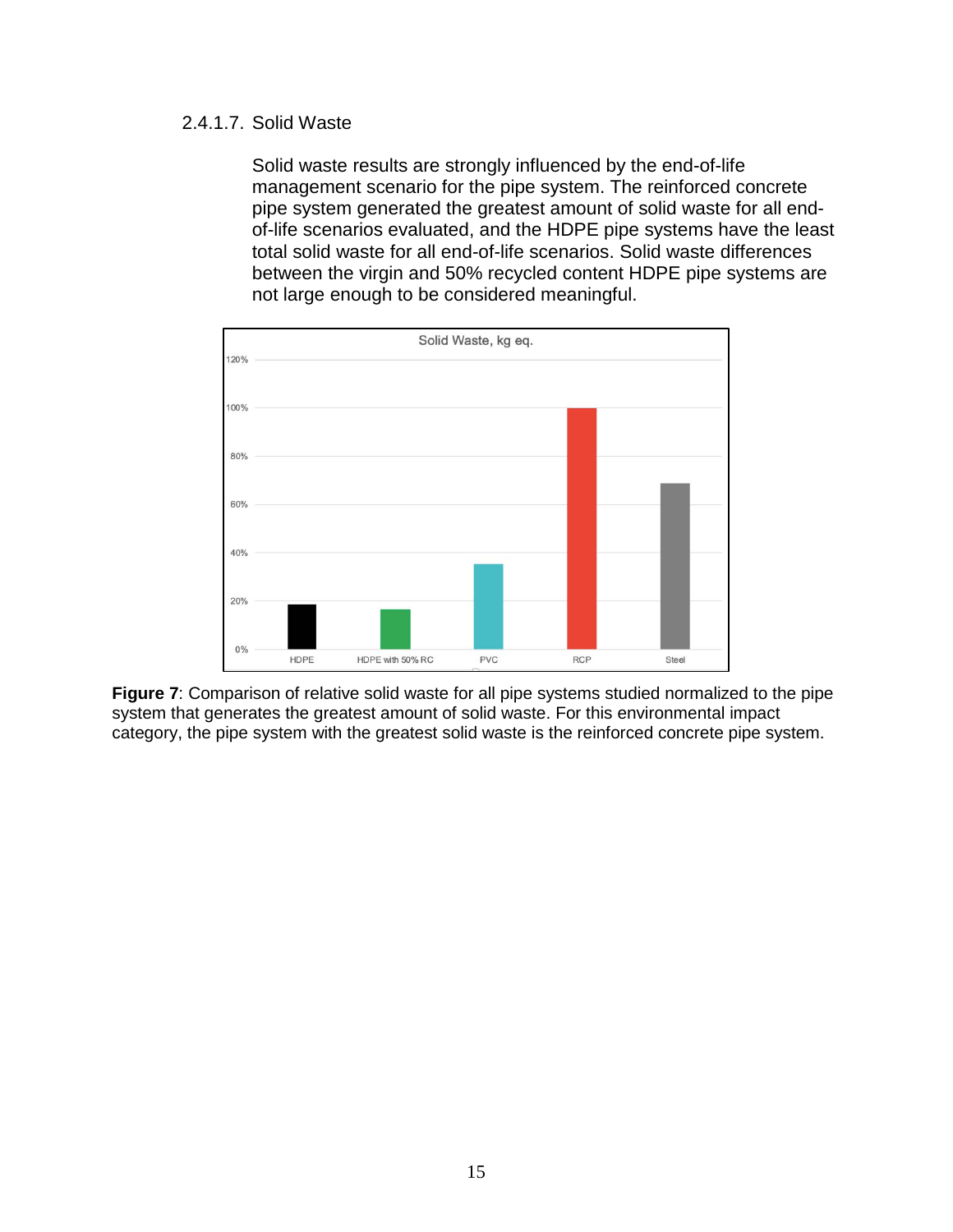### 2.4.1.7. Solid Waste

Solid waste results are strongly influenced by the end-of-life management scenario for the pipe system. The reinforced concrete pipe system generated the greatest amount of solid waste for all end-of-life scenarios evaluated, and the HDPE pipe systems have the least total solid waste for all end-of-life scenarios. Solid waste differences between the virgin and 50% recycled content HDPE pipe systems are not large enough to be considered meaningful.

**Figure 7**: Comparison of relative solid waste for all pipe systems studied normalized to the pipe system that generates the greatest amount of solid waste. For this environmental impact category, the pipe system with the greatest solid waste is the reinforced concrete pipe system.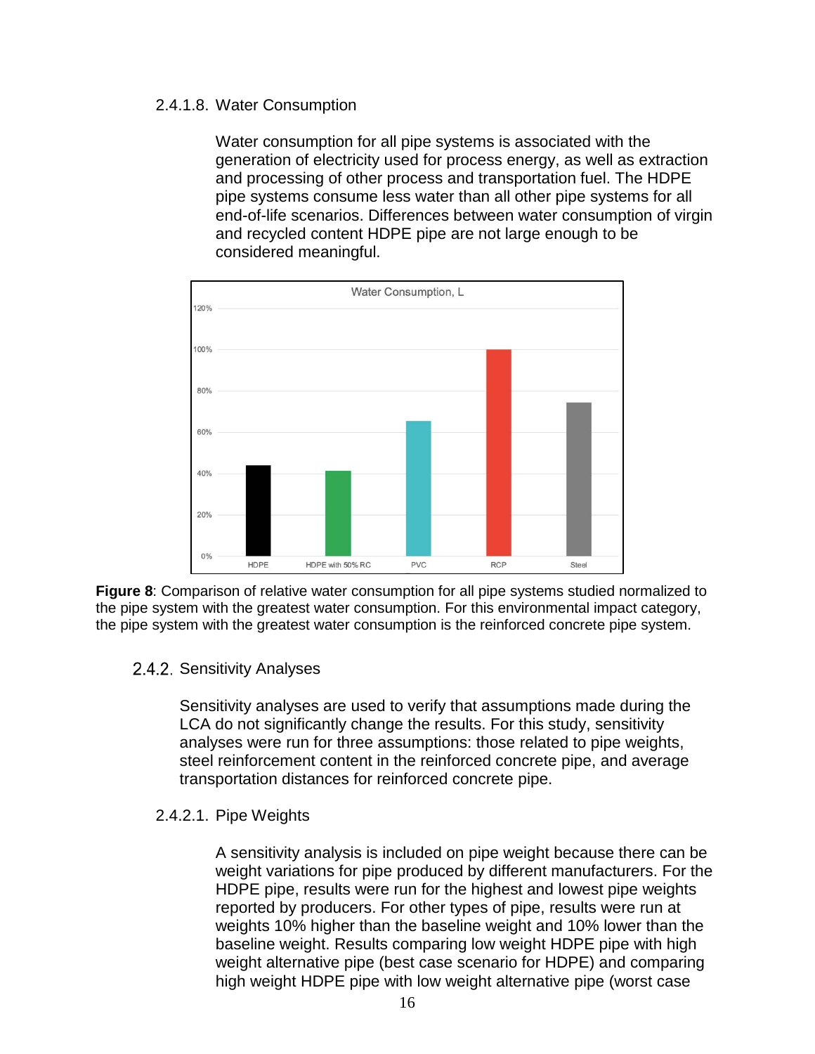#### 2.4.1.8. Water Consumption

Water consumption for all pipe systems is associated with the generation of electricity used for process energy, as well as extraction and processing of other process and transportation fuel. The HDPE pipe systems consume less water than all other pipe systems for all end-of-life scenarios. Differences between water consumption of virgin and recycled content HDPE pipe are not large enough to be considered meaningful.

**Figure 8**: Comparison of relative water consumption for all pipe systems studied normalized to the pipe system with the greatest water consumption. For this environmental impact category, the pipe system with the greatest water consumption is the reinforced concrete pipe system.

### 2.4.2. Sensitivity Analyses

Sensitivity analyses are used to verify that assumptions made during the LCA do not significantly change the results. For this study, sensitivity analyses were run for three assumptions: those related to pipe weights, steel reinforcement content in the reinforced concrete pipe, and average transportation distances for reinforced concrete pipe.

#### 2.4.2.1. Pipe Weights

A sensitivity analysis is included on pipe weight because there can be weight variations for pipe produced by different manufacturers. For the HDPE pipe, results were run for the highest and lowest pipe weights reported by producers. For other types of pipe, results were run at weights 10% higher than the baseline weight and 10% lower than the baseline weight. Results comparing low weight HDPE pipe with high weight alternative pipe (best case scenario for HDPE) and comparing high weight HDPE pipe with low weight alternative pipe (worst case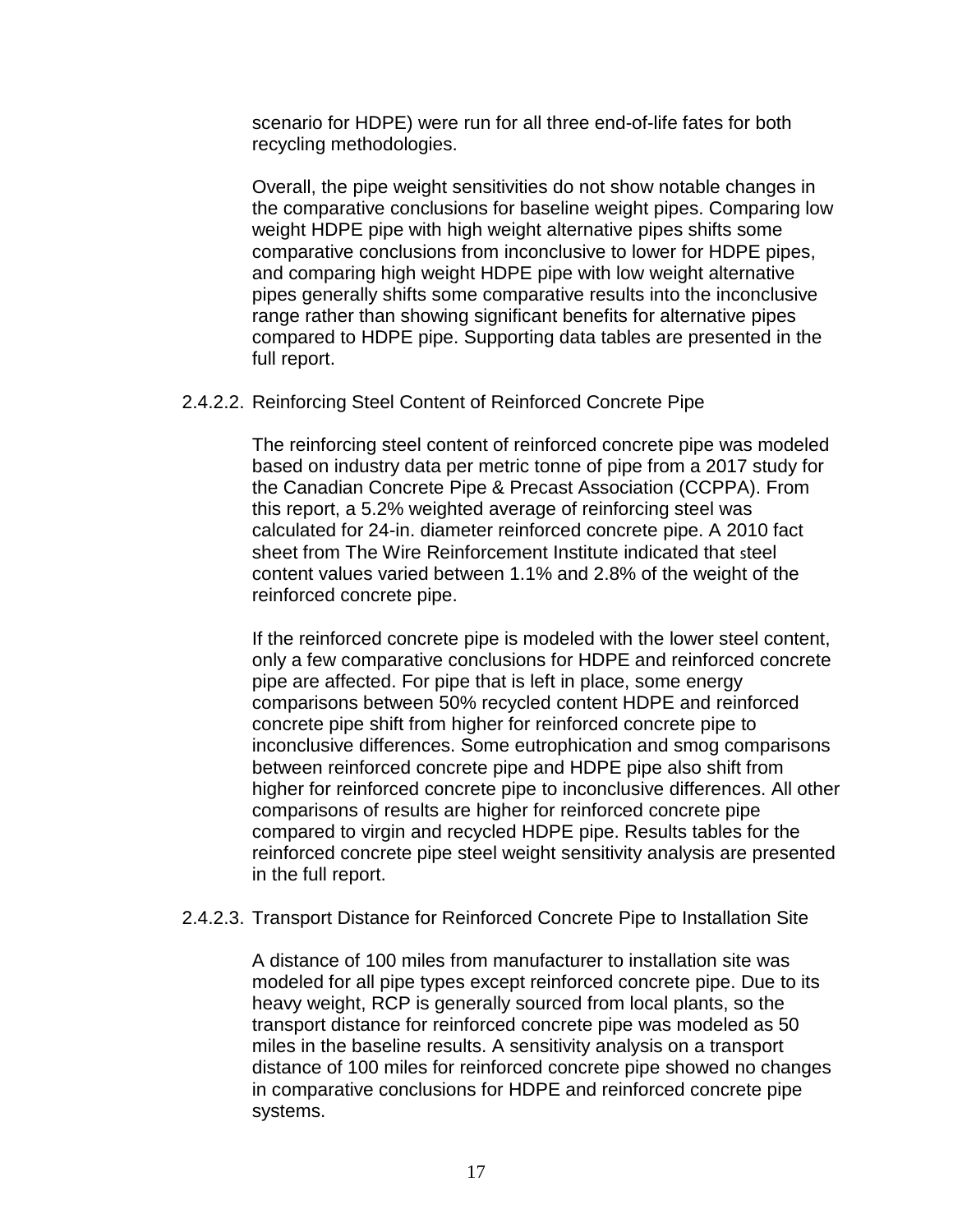scenario for HDPE) were run for all three end-of-life fates for both recycling methodologies.

Overall, the pipe weight sensitivities do not show notable changes in the comparative conclusions for baseline weight pipes. Comparing low weight HDPE pipe with high weight alternative pipes shifts some comparative conclusions from inconclusive to lower for HDPE pipes, and comparing high weight HDPE pipe with low weight alternative pipes generally shifts some comparative results into the inconclusive range rather than showing significant benefits for alternative pipes compared to HDPE pipe. Supporting data tables are presented in the full report.

#### 2.4.2.2. Reinforcing Steel Content of Reinforced Concrete Pipe

The reinforcing steel content of reinforced concrete pipe was modeled based on industry data per metric tonne of pipe from a 2017 study for the Canadian Concrete Pipe & Precast Association (CCPPA). From this report, a 5.2% weighted average of reinforcing steel was calculated for 24-in. diameter reinforced concrete pipe. A 2010 fact sheet from The Wire Reinforcement Institute indicated that steel content values varied between 1.1% and 2.8% of the weight of the reinforced concrete pipe.

If the reinforced concrete pipe is modeled with the lower steel content, only a few comparative conclusions for HDPE and reinforced concrete pipe are affected. For pipe that is left in place, some energy comparisons between 50% recycled content HDPE and reinforced concrete pipe shift from higher for reinforced concrete pipe to inconclusive differences. Some eutrophication and smog comparisons between reinforced concrete pipe and HDPE pipe also shift from higher for reinforced concrete pipe to inconclusive differences. All other comparisons of results are higher for reinforced concrete pipe compared to virgin and recycled HDPE pipe. Results tables for the reinforced concrete pipe steel weight sensitivity analysis are presented in the full report.

#### 2.4.2.3. Transport Distance for Reinforced Concrete Pipe to Installation Site

A distance of 100 miles from manufacturer to installation site was modeled for all pipe types except reinforced concrete pipe. Due to its heavy weight, RCP is generally sourced from local plants, so the transport distance for reinforced concrete pipe was modeled as 50 miles in the baseline results. A sensitivity analysis on a transport distance of 100 miles for reinforced concrete pipe showed no changes in comparative conclusions for HDPE and reinforced concrete pipe systems.